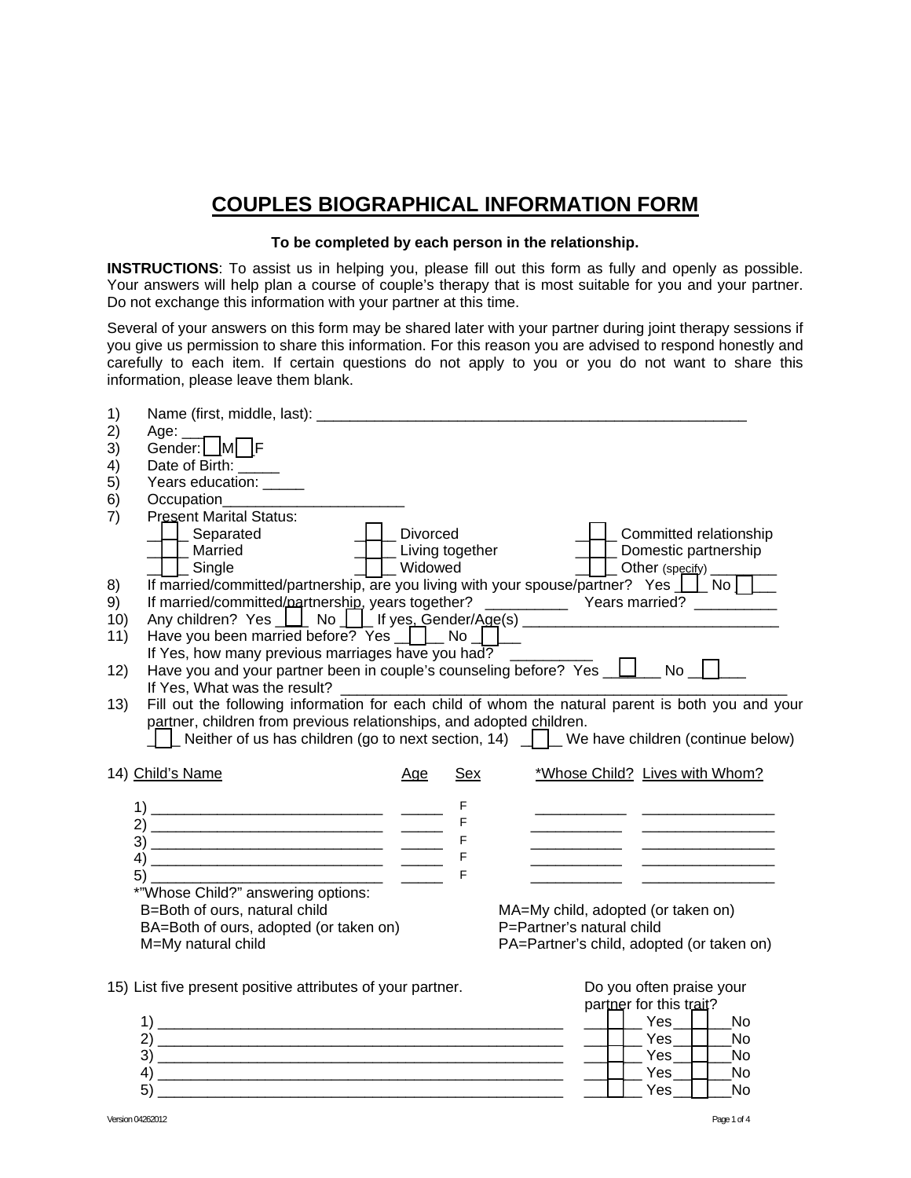# COUPLES BIOGRAPHICAL INFORMATION FORM

**To be completed by each person in the relationship.**

**INSTRUCTIONS**: To assist us in helping you, please fill out this form as fully and openly as possible. Your answers will help plan a course of couple's therapy that is most suitable for you and your partner. Do not exchange this information with your partner at this time.

Several of your answers on this form may be shared later with your partner during joint therapy sessions if you give us permission to share this information. For this reason you are advised to respond honestly and carefully to each item. If certain questions do not apply to you or you do not want to share this information, please leave them blank.

1) Name (first, middle, last): ______________________________________________________
2) Age: ___
3) Gender: ☐ M ☐ F
4) Date of Birth: _____
5) Years education: _____
6) Occupation______________________
7) Present Marital Status:

| | | |
|---|---|---|
| ☐ Separated | ☐ Divorced | ☐ Committed relationship |
| ☐ Married | ☐ Living together | ☐ Domestic partnership |
| ☐ Single | ☐ Widowed | ☐ Other (specify) ________ |

8) If married/committed/partnership, are you living with your spouse/partner? Yes ☐ No ☐
9) If married/committed/partnership, years together? __________ Years married? __________
10) Any children? Yes ☐ No ☐ If yes, Gender/Age(s) _______________________________
11) Have you been married before? Yes ☐ No ☐
    If Yes, how many previous marriages have you had? __________
12) Have you and your partner been in couple's counseling before? Yes ☐ No ☐
    If Yes, What was the result? _______________________________________________________
13) Fill out the following information for each child of whom the natural parent is both you and your partner, children from previous relationships, and adopted children.
    ☐ Neither of us has children (go to next section, 14) ☐ We have children (continue below)

14)

| Child's Name | Age | Sex | *Whose Child? | Lives with Whom? |
|---|---|---|---|---|
| 1) ____________________________ | _____ | F | ___________ | ________________ |
| 2) ____________________________ | _____ | F | ___________ | ________________ |
| 3) ____________________________ | _____ | F | ___________ | ________________ |
| 4) ____________________________ | _____ | F | ___________ | ________________ |
| 5) ____________________________ | _____ | F | ___________ | ________________ |

*"Whose Child?" answering options:

| | |
|---|---|
| B=Both of ours, natural child | MA=My child, adopted (or taken on) |
| BA=Both of ours, adopted (or taken on) | P=Partner's natural child |
| M=My natural child | PA=Partner's child, adopted (or taken on) |

15) List five present positive attributes of your partner.

| | Do you often praise your partner for this trait? |
|---|---|
| 1) __________________________________________________ | ☐ Yes ☐ No |
| 2) __________________________________________________ | ☐ Yes ☐ No |
| 3) __________________________________________________ | ☐ Yes ☐ No |
| 4) __________________________________________________ | ☐ Yes ☐ No |
| 5) __________________________________________________ | ☐ Yes ☐ No |

Version 04262012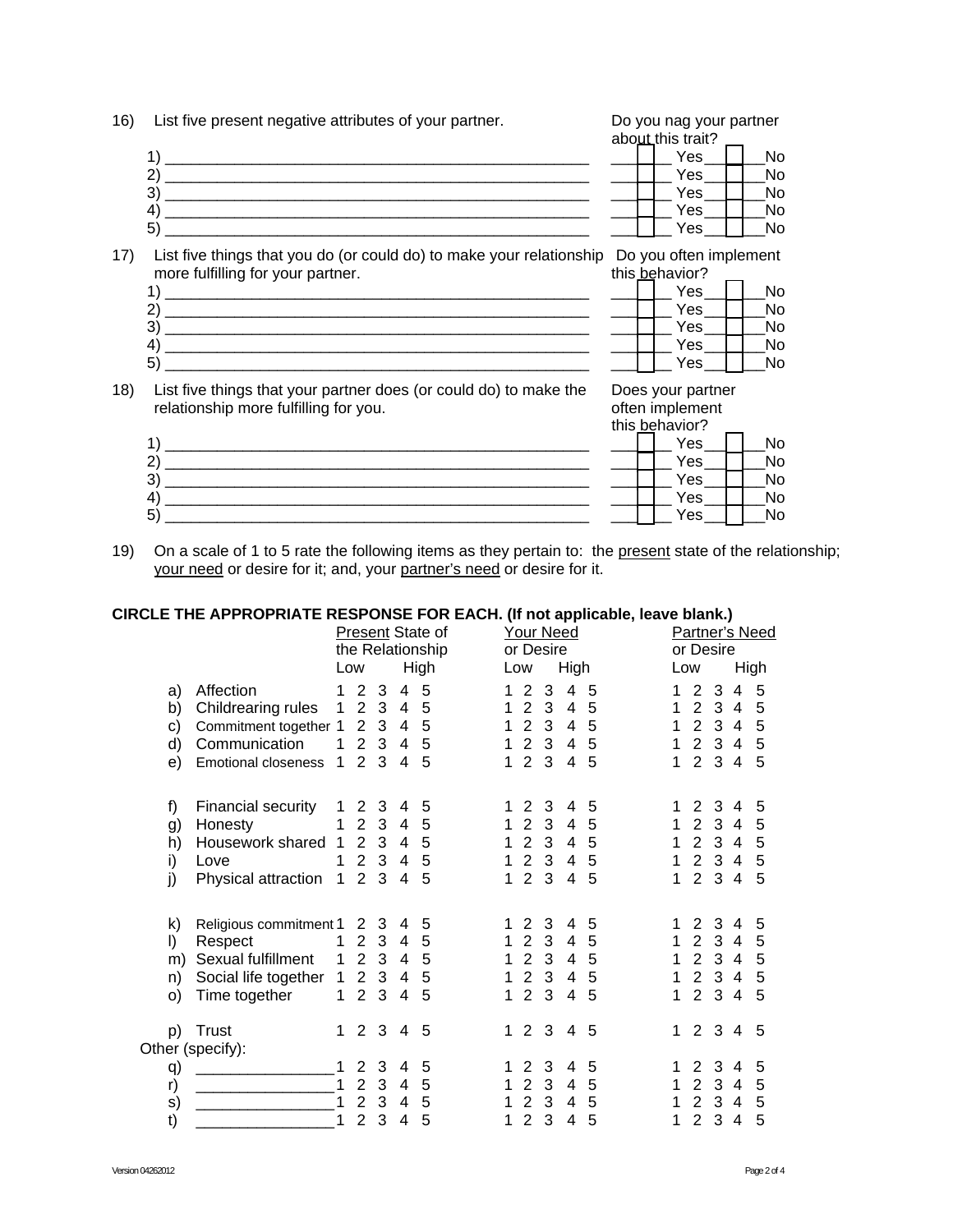16) List five present negative attributes of your partner.

| | Do you nag your partner about this trait? |
|---|---|
| 1) ______________________________ | ☐ Yes ☐ No |
| 2) ______________________________ | ☐ Yes ☐ No |
| 3) ______________________________ | ☐ Yes ☐ No |
| 4) ______________________________ | ☐ Yes ☐ No |
| 5) ______________________________ | ☐ Yes ☐ No |

17) List five things that you do (or could do) to make your relationship more fulfilling for your partner.

| | Do you often implement this behavior? |
|---|---|
| 1) ______________________________ | ☐ Yes ☐ No |
| 2) ______________________________ | ☐ Yes ☐ No |
| 3) ______________________________ | ☐ Yes ☐ No |
| 4) ______________________________ | ☐ Yes ☐ No |
| 5) ______________________________ | ☐ Yes ☐ No |

18) List five things that your partner does (or could do) to make the relationship more fulfilling for you.

| | Does your partner often implement this behavior? |
|---|---|
| 1) ______________________________ | ☐ Yes ☐ No |
| 2) ______________________________ | ☐ Yes ☐ No |
| 3) ______________________________ | ☐ Yes ☐ No |
| 4) ______________________________ | ☐ Yes ☐ No |
| 5) ______________________________ | ☐ Yes ☐ No |

19) On a scale of 1 to 5 rate the following items as they pertain to: the present state of the relationship; your need or desire for it; and, your partner's need or desire for it.

**CIRCLE THE APPROPRIATE RESPONSE FOR EACH. (If not applicable, leave blank.)**

| | | Present State of the Relationship (Low – High) | Your Need or Desire (Low – High) | Partner's Need or Desire (Low – High) |
|---|---|---|---|---|
| a) | Affection | 1 2 3 4 5 | 1 2 3 4 5 | 1 2 3 4 5 |
| b) | Childrearing rules | 1 2 3 4 5 | 1 2 3 4 5 | 1 2 3 4 5 |
| c) | Commitment together | 1 2 3 4 5 | 1 2 3 4 5 | 1 2 3 4 5 |
| d) | Communication | 1 2 3 4 5 | 1 2 3 4 5 | 1 2 3 4 5 |
| e) | Emotional closeness | 1 2 3 4 5 | 1 2 3 4 5 | 1 2 3 4 5 |
| f) | Financial security | 1 2 3 4 5 | 1 2 3 4 5 | 1 2 3 4 5 |
| g) | Honesty | 1 2 3 4 5 | 1 2 3 4 5 | 1 2 3 4 5 |
| h) | Housework shared | 1 2 3 4 5 | 1 2 3 4 5 | 1 2 3 4 5 |
| i) | Love | 1 2 3 4 5 | 1 2 3 4 5 | 1 2 3 4 5 |
| j) | Physical attraction | 1 2 3 4 5 | 1 2 3 4 5 | 1 2 3 4 5 |
| k) | Religious commitment | 1 2 3 4 5 | 1 2 3 4 5 | 1 2 3 4 5 |
| l) | Respect | 1 2 3 4 5 | 1 2 3 4 5 | 1 2 3 4 5 |
| m) | Sexual fulfillment | 1 2 3 4 5 | 1 2 3 4 5 | 1 2 3 4 5 |
| n) | Social life together | 1 2 3 4 5 | 1 2 3 4 5 | 1 2 3 4 5 |
| o) | Time together | 1 2 3 4 5 | 1 2 3 4 5 | 1 2 3 4 5 |
| p) | Trust | 1 2 3 4 5 | 1 2 3 4 5 | 1 2 3 4 5 |
| Other (specify): | | | | |
| q) | ________________ | 1 2 3 4 5 | 1 2 3 4 5 | 1 2 3 4 5 |
| r) | ________________ | 1 2 3 4 5 | 1 2 3 4 5 | 1 2 3 4 5 |
| s) | ________________ | 1 2 3 4 5 | 1 2 3 4 5 | 1 2 3 4 5 |
| t) | ________________ | 1 2 3 4 5 | 1 2 3 4 5 | 1 2 3 4 5 |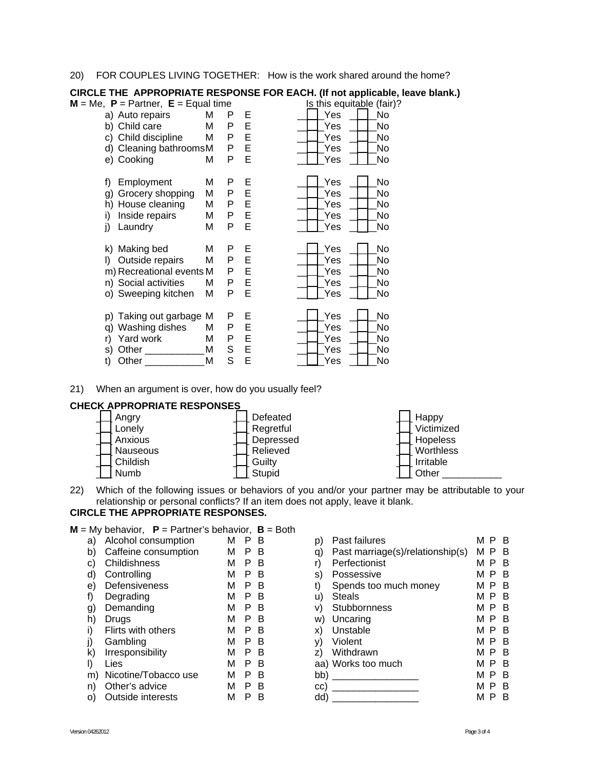20) FOR COUPLES LIVING TOGETHER: How is the work shared around the home?

**CIRCLE THE APPROPRIATE RESPONSE FOR EACH. (If not applicable, leave blank.)**

**M** = Me, **P** = Partner, **E** = Equal time

| | | | | Is this equitable (fair)? | |
|---|---|---|---|---|---|
| a) Auto repairs | M | P | E | ☐ Yes | ☐ No |
| b) Child care | M | P | E | ☐ Yes | ☐ No |
| c) Child discipline | M | P | E | ☐ Yes | ☐ No |
| d) Cleaning bathrooms | M | P | E | ☐ Yes | ☐ No |
| e) Cooking | M | P | E | ☐ Yes | ☐ No |
| f) Employment | M | P | E | ☐ Yes | ☐ No |
| g) Grocery shopping | M | P | E | ☐ Yes | ☐ No |
| h) House cleaning | M | P | E | ☐ Yes | ☐ No |
| i) Inside repairs | M | P | E | ☐ Yes | ☐ No |
| j) Laundry | M | P | E | ☐ Yes | ☐ No |
| k) Making bed | M | P | E | ☐ Yes | ☐ No |
| l) Outside repairs | M | P | E | ☐ Yes | ☐ No |
| m) Recreational events | M | P | E | ☐ Yes | ☐ No |
| n) Social activities | M | P | E | ☐ Yes | ☐ No |
| o) Sweeping kitchen | M | P | E | ☐ Yes | ☐ No |
| p) Taking out garbage | M | P | E | ☐ Yes | ☐ No |
| q) Washing dishes | M | P | E | ☐ Yes | ☐ No |
| r) Yard work | M | P | E | ☐ Yes | ☐ No |
| s) Other ___________ | M | S | E | ☐ Yes | ☐ No |
| t) Other ___________ | M | S | E | ☐ Yes | ☐ No |

21) When an argument is over, how do you usually feel?

**CHECK APPROPRIATE RESPONSES**

| | | |
|---|---|---|
| ☐ Angry | ☐ Defeated | ☐ Happy |
| ☐ Lonely | ☐ Regretful | ☐ Victimized |
| ☐ Anxious | ☐ Depressed | ☐ Hopeless |
| ☐ Nauseous | ☐ Relieved | ☐ Worthless |
| ☐ Childish | ☐ Guilty | ☐ Irritable |
| ☐ Numb | ☐ Stupid | ☐ Other ___________ |

22) Which of the following issues or behaviors of you and/or your partner may be attributable to your relationship or personal conflicts? If an item does not apply, leave it blank.

**CIRCLE THE APPROPRIATE RESPONSES.**

**M** = My behavior, **P** = Partner's behavior, **B** = Both

| | | | | | | | | |
|---|---|---|---|---|---|---|---|---|
| a) Alcohol consumption | M | P | B | | p) Past failures | M | P | B |
| b) Caffeine consumption | M | P | B | | q) Past marriage(s)/relationship(s) | M | P | B |
| c) Childishness | M | P | B | | r) Perfectionist | M | P | B |
| d) Controlling | M | P | B | | s) Possessive | M | P | B |
| e) Defensiveness | M | P | B | | t) Spends too much money | M | P | B |
| f) Degrading | M | P | B | | u) Steals | M | P | B |
| g) Demanding | M | P | B | | v) Stubbornness | M | P | B |
| h) Drugs | M | P | B | | w) Uncaring | M | P | B |
| i) Flirts with others | M | P | B | | x) Unstable | M | P | B |
| j) Gambling | M | P | B | | y) Violent | M | P | B |
| k) Irresponsibility | M | P | B | | z) Withdrawn | M | P | B |
| l) Lies | M | P | B | | aa) Works too much | M | P | B |
| m) Nicotine/Tobacco use | M | P | B | | bb) ________________ | M | P | B |
| n) Other's advice | M | P | B | | cc) ________________ | M | P | B |
| o) Outside interests | M | P | B | | dd) ________________ | M | P | B |

Version 04262012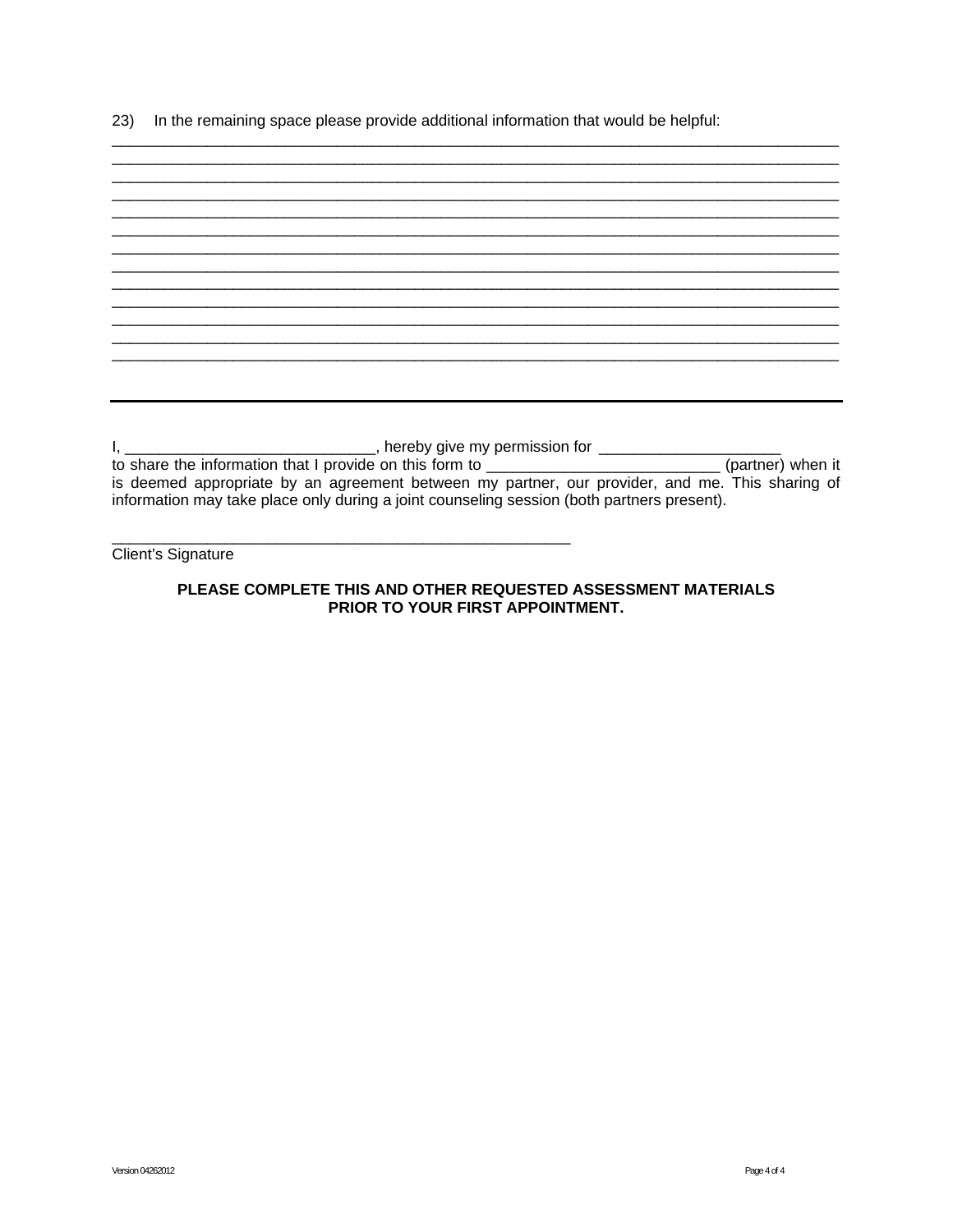23) In the remaining space please provide additional information that would be helpful:

_____________________________________________________________________________________
_____________________________________________________________________________________
_____________________________________________________________________________________
_____________________________________________________________________________________
_____________________________________________________________________________________
_____________________________________________________________________________________
_____________________________________________________________________________________
_____________________________________________________________________________________
_____________________________________________________________________________________
_____________________________________________________________________________________
_____________________________________________________________________________________
_____________________________________________________________________________________
_____________________________________________________________________________________
_____________________________________________________________________________________

---

I, _____________________________, hereby give my permission for _____________________ to share the information that I provide on this form to ___________________________ (partner) when it is deemed appropriate by an agreement between my partner, our provider, and me. This sharing of information may take place only during a joint counseling session (both partners present).

_______________________________________________________
Client's Signature

**PLEASE COMPLETE THIS AND OTHER REQUESTED ASSESSMENT MATERIALS PRIOR TO YOUR FIRST APPOINTMENT.**

Version 04262012